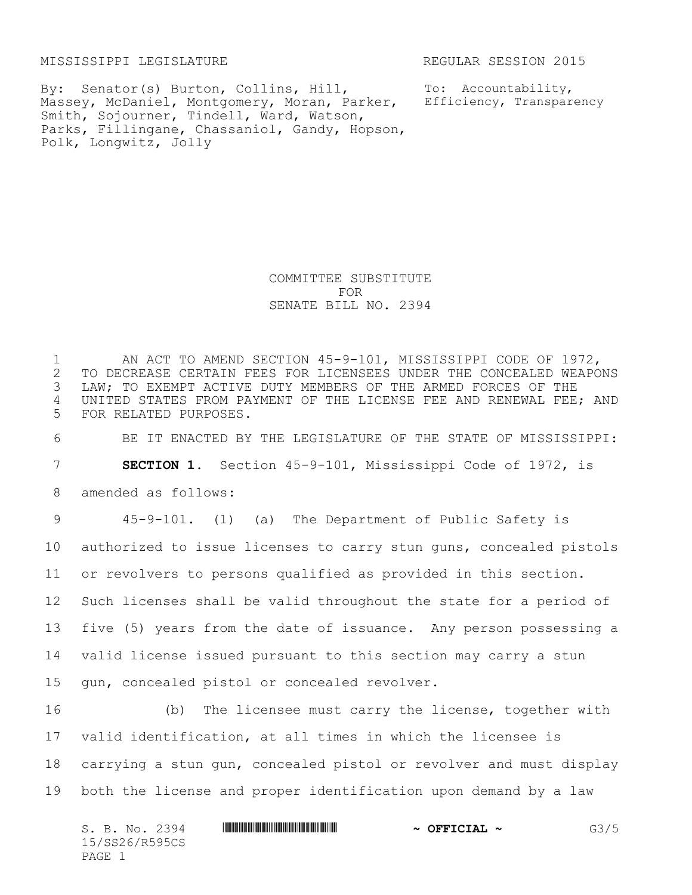MISSISSIPPI LEGISLATURE REGULAR SESSION 2015

By: Senator(s) Burton, Collins, Hill, Massey, McDaniel, Montgomery, Moran, Parker, Smith, Sojourner, Tindell, Ward, Watson, Parks, Fillingane, Chassaniol, Gandy, Hopson, Polk, Longwitz, Jolly

To: Accountability, Efficiency, Transparency

# COMMITTEE SUBSTITUTE FOR SENATE BILL NO. 2394

AN ACT TO AMEND SECTION 45-9-101, MISSISSIPPI CODE OF 1972, TO DECREASE CERTAIN FEES FOR LICENSEES UNDER THE CONCEALED WEAPONS LAW; TO EXEMPT ACTIVE DUTY MEMBERS OF THE ARMED FORCES OF THE UNITED STATES FROM PAYMENT OF THE LICENSE FEE AND RENEWAL FEE; AND FOR RELATED PURPOSES.

BE IT ENACTED BY THE LEGISLATURE OF THE STATE OF MISSISSIPPI:

**SECTION 1.** Section 45-9-101, Mississippi Code of 1972, is amended as follows:

45-9-101. (1) (a) The Department of Public Safety is authorized to issue licenses to carry stun guns, concealed pistols or revolvers to persons qualified as provided in this section. Such licenses shall be valid throughout the state for a period of five (5) years from the date of issuance. Any person possessing a valid license issued pursuant to this section may carry a stun gun, concealed pistol or concealed revolver.

(b) The licensee must carry the license, together with valid identification, at all times in which the licensee is carrying a stun gun, concealed pistol or revolver and must display both the license and proper identification upon demand by a law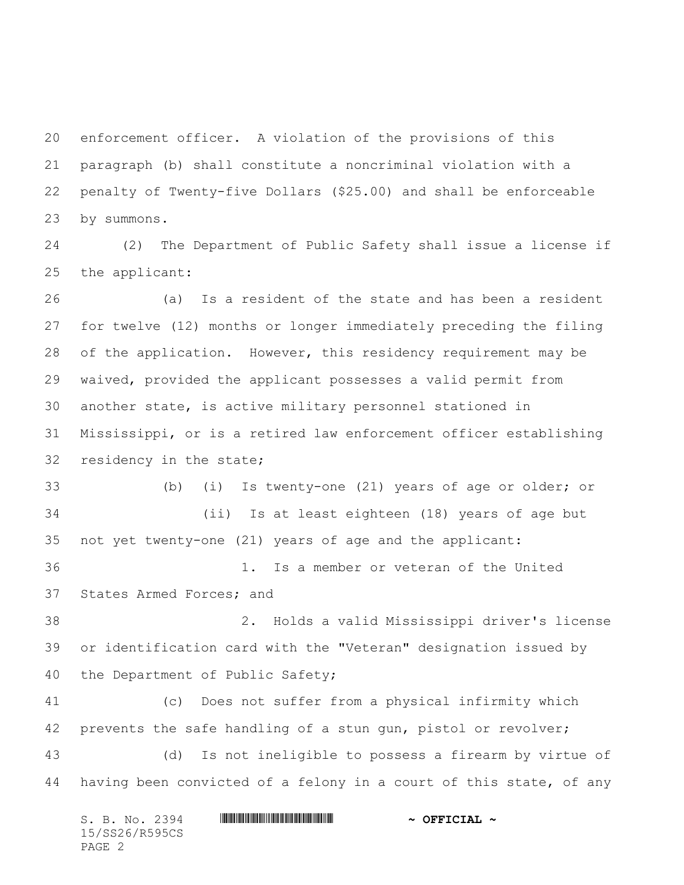enforcement officer. A violation of the provisions of this paragraph (b) shall constitute a noncriminal violation with a penalty of Twenty-five Dollars ($25.00) and shall be enforceable by summons.

(2) The Department of Public Safety shall issue a license if the applicant:

(a) Is a resident of the state and has been a resident for twelve (12) months or longer immediately preceding the filing of the application. However, this residency requirement may be waived, provided the applicant possesses a valid permit from another state, is active military personnel stationed in Mississippi, or is a retired law enforcement officer establishing residency in the state;

(b) (i) Is twenty-one (21) years of age or older; or

(ii) Is at least eighteen (18) years of age but not yet twenty-one (21) years of age and the applicant:

1. Is a member or veteran of the United States Armed Forces; and

2. Holds a valid Mississippi driver's license or identification card with the "Veteran" designation issued by the Department of Public Safety;

(c) Does not suffer from a physical infirmity which prevents the safe handling of a stun gun, pistol or revolver;

(d) Is not ineligible to possess a firearm by virtue of having been convicted of a felony in a court of this state, of any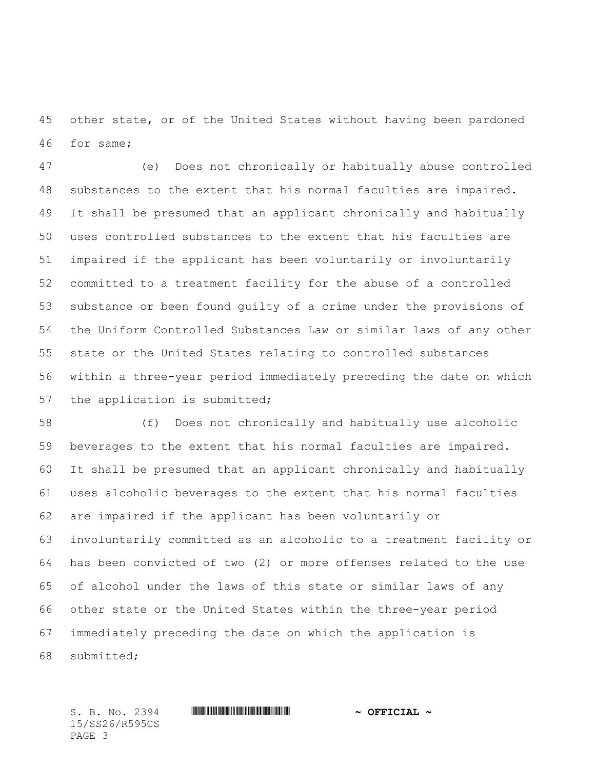other state, or of the United States without having been pardoned for same;

(e) Does not chronically or habitually abuse controlled substances to the extent that his normal faculties are impaired. It shall be presumed that an applicant chronically and habitually uses controlled substances to the extent that his faculties are impaired if the applicant has been voluntarily or involuntarily committed to a treatment facility for the abuse of a controlled substance or been found guilty of a crime under the provisions of the Uniform Controlled Substances Law or similar laws of any other state or the United States relating to controlled substances within a three-year period immediately preceding the date on which the application is submitted;

(f) Does not chronically and habitually use alcoholic beverages to the extent that his normal faculties are impaired. It shall be presumed that an applicant chronically and habitually uses alcoholic beverages to the extent that his normal faculties are impaired if the applicant has been voluntarily or involuntarily committed as an alcoholic to a treatment facility or has been convicted of two (2) or more offenses related to the use of alcohol under the laws of this state or similar laws of any other state or the United States within the three-year period immediately preceding the date on which the application is submitted;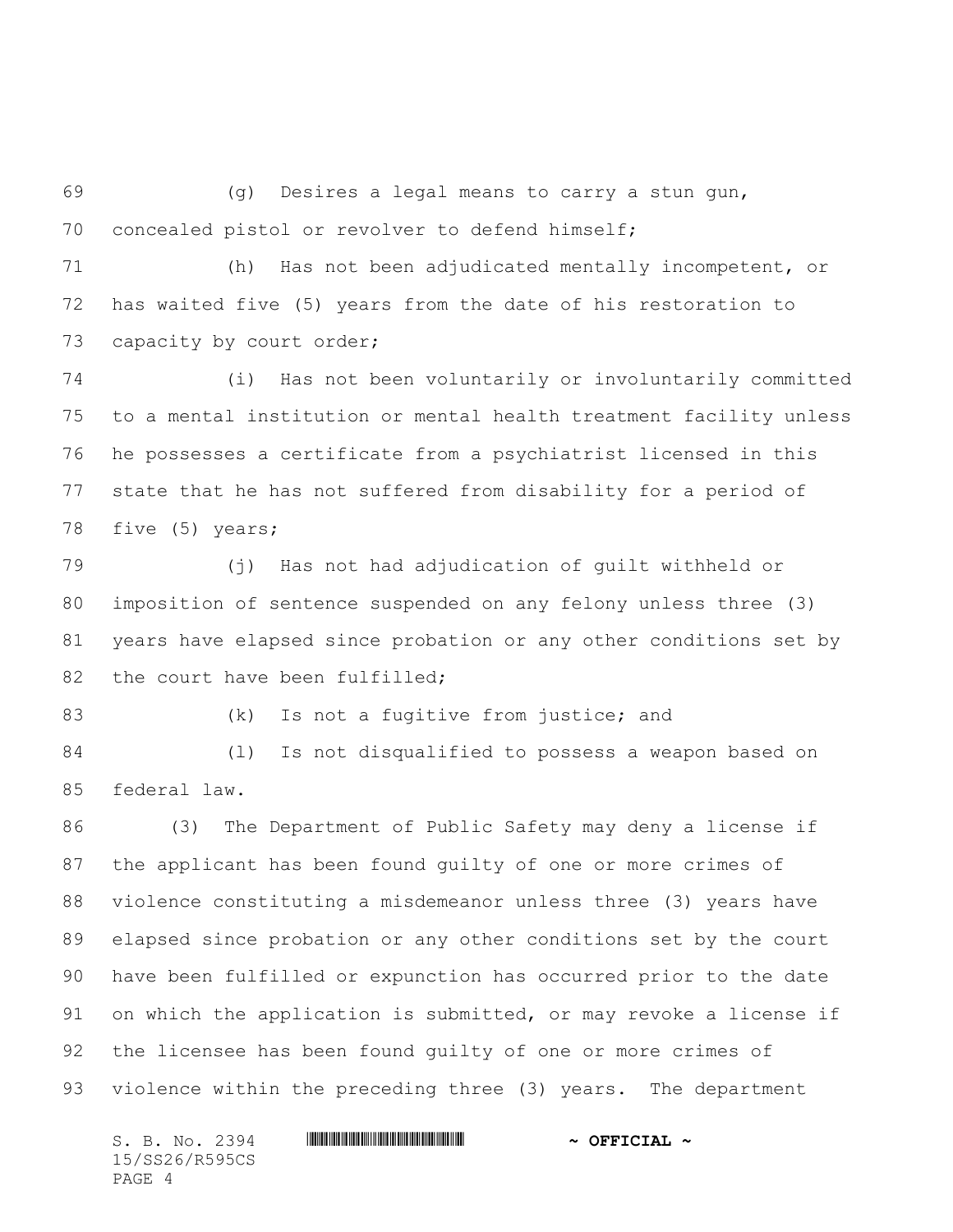(g) Desires a legal means to carry a stun gun, concealed pistol or revolver to defend himself;

(h) Has not been adjudicated mentally incompetent, or has waited five (5) years from the date of his restoration to capacity by court order;

(i) Has not been voluntarily or involuntarily committed to a mental institution or mental health treatment facility unless he possesses a certificate from a psychiatrist licensed in this state that he has not suffered from disability for a period of five (5) years;

(j) Has not had adjudication of guilt withheld or imposition of sentence suspended on any felony unless three (3) years have elapsed since probation or any other conditions set by the court have been fulfilled;

(k) Is not a fugitive from justice; and

(l) Is not disqualified to possess a weapon based on federal law.

(3) The Department of Public Safety may deny a license if the applicant has been found guilty of one or more crimes of violence constituting a misdemeanor unless three (3) years have elapsed since probation or any other conditions set by the court have been fulfilled or expunction has occurred prior to the date on which the application is submitted, or may revoke a license if the licensee has been found guilty of one or more crimes of violence within the preceding three (3) years. The department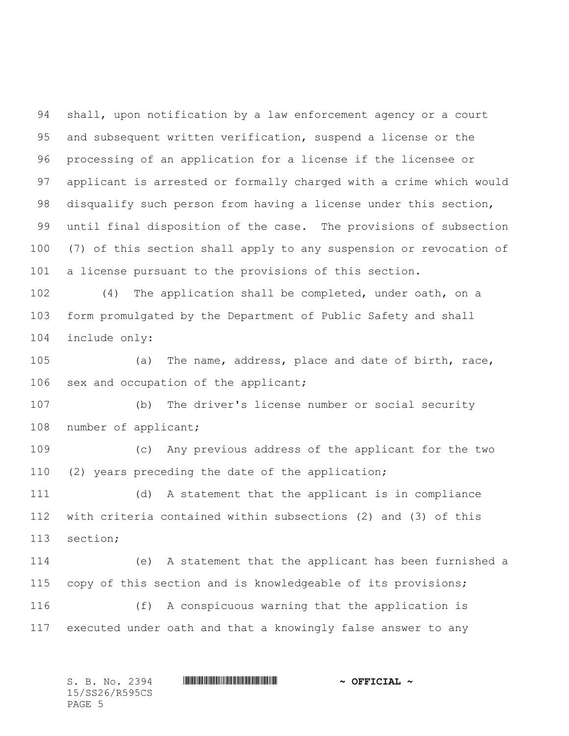shall, upon notification by a law enforcement agency or a court and subsequent written verification, suspend a license or the processing of an application for a license if the licensee or applicant is arrested or formally charged with a crime which would disqualify such person from having a license under this section, until final disposition of the case. The provisions of subsection (7) of this section shall apply to any suspension or revocation of a license pursuant to the provisions of this section.

(4) The application shall be completed, under oath, on a form promulgated by the Department of Public Safety and shall include only:

(a) The name, address, place and date of birth, race, sex and occupation of the applicant;

(b) The driver's license number or social security number of applicant;

(c) Any previous address of the applicant for the two (2) years preceding the date of the application;

(d) A statement that the applicant is in compliance with criteria contained within subsections (2) and (3) of this section;

(e) A statement that the applicant has been furnished a copy of this section and is knowledgeable of its provisions;

(f) A conspicuous warning that the application is executed under oath and that a knowingly false answer to any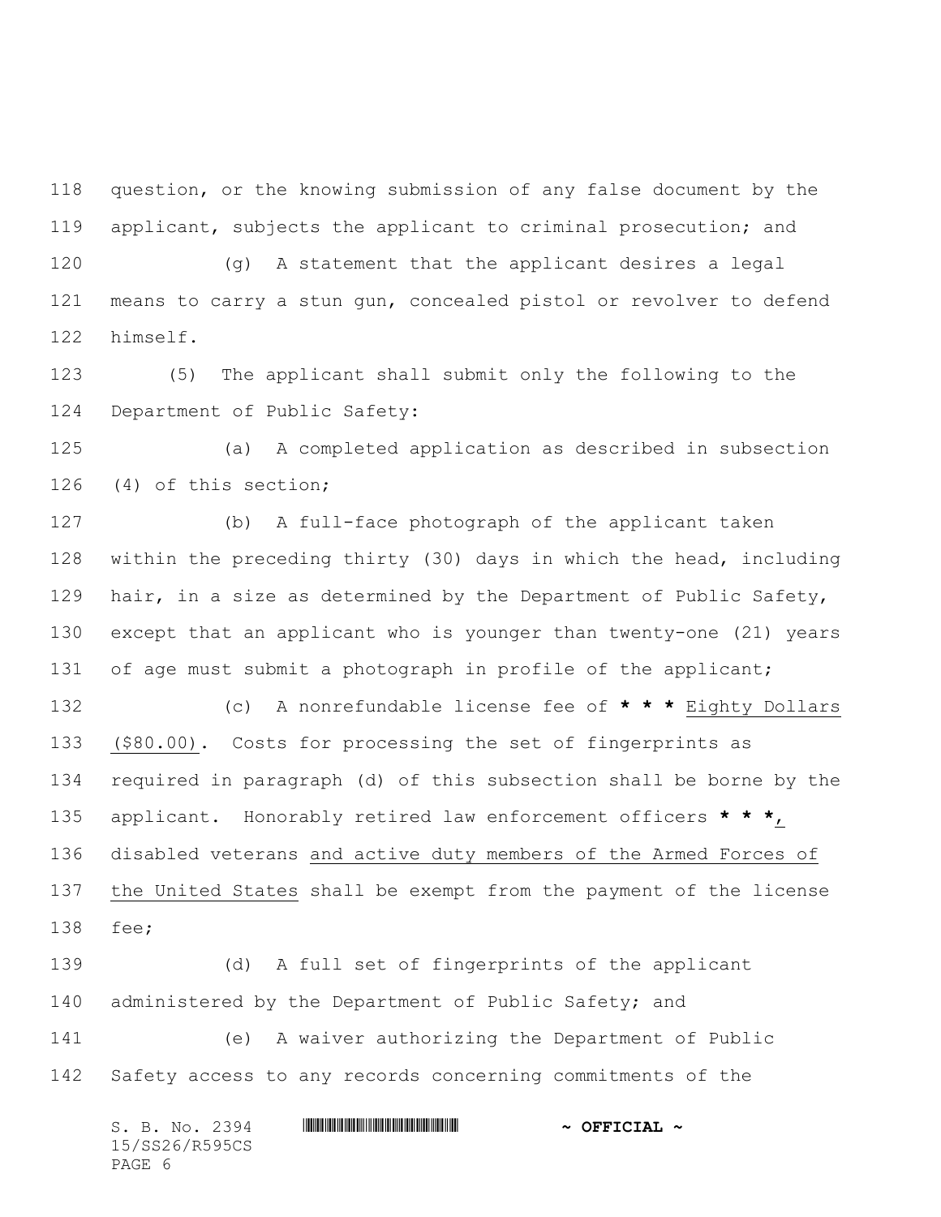question, or the knowing submission of any false document by the applicant, subjects the applicant to criminal prosecution; and

(g) A statement that the applicant desires a legal means to carry a stun gun, concealed pistol or revolver to defend himself.

(5) The applicant shall submit only the following to the Department of Public Safety:

(a) A completed application as described in subsection (4) of this section;

(b) A full-face photograph of the applicant taken within the preceding thirty (30) days in which the head, including hair, in a size as determined by the Department of Public Safety, except that an applicant who is younger than twenty-one (21) years of age must submit a photograph in profile of the applicant;

(c) A nonrefundable license fee of **\* \* \*** <u>Eighty Dollars ($80.00)</u>. Costs for processing the set of fingerprints as required in paragraph (d) of this subsection shall be borne by the applicant. Honorably retired law enforcement officers **\* \* \***<u>,</u> disabled veterans <u>and active duty members of the Armed Forces of the United States</u> shall be exempt from the payment of the license fee;

(d) A full set of fingerprints of the applicant administered by the Department of Public Safety; and

(e) A waiver authorizing the Department of Public Safety access to any records concerning commitments of the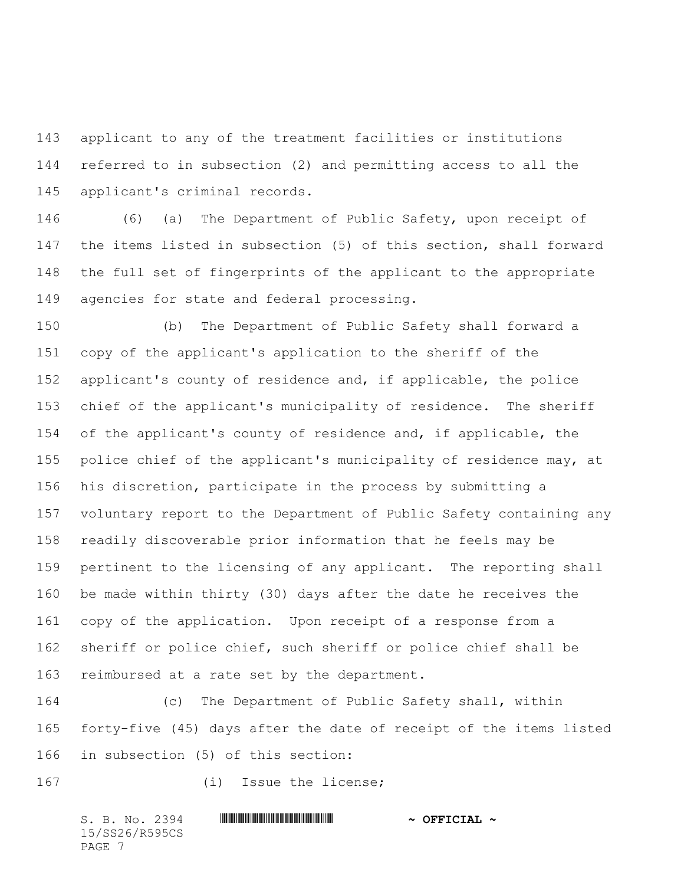applicant to any of the treatment facilities or institutions referred to in subsection (2) and permitting access to all the applicant's criminal records.

(6) (a) The Department of Public Safety, upon receipt of the items listed in subsection (5) of this section, shall forward the full set of fingerprints of the applicant to the appropriate agencies for state and federal processing.

(b) The Department of Public Safety shall forward a copy of the applicant's application to the sheriff of the applicant's county of residence and, if applicable, the police chief of the applicant's municipality of residence. The sheriff of the applicant's county of residence and, if applicable, the police chief of the applicant's municipality of residence may, at his discretion, participate in the process by submitting a voluntary report to the Department of Public Safety containing any readily discoverable prior information that he feels may be pertinent to the licensing of any applicant. The reporting shall be made within thirty (30) days after the date he receives the copy of the application. Upon receipt of a response from a sheriff or police chief, such sheriff or police chief shall be reimbursed at a rate set by the department.

(c) The Department of Public Safety shall, within forty-five (45) days after the date of receipt of the items listed in subsection (5) of this section:

(i) Issue the license;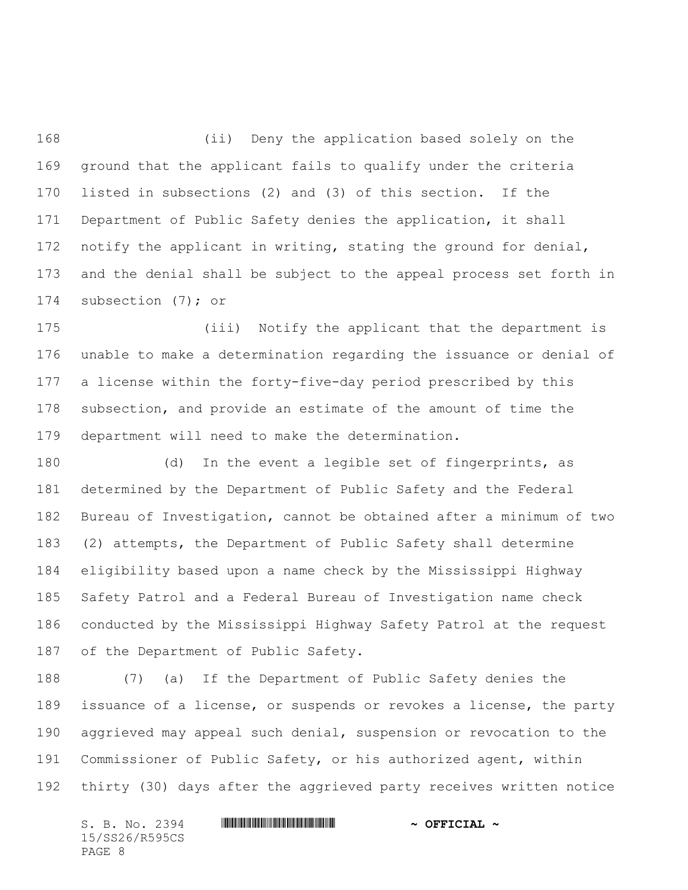(ii) Deny the application based solely on the ground that the applicant fails to qualify under the criteria listed in subsections (2) and (3) of this section. If the Department of Public Safety denies the application, it shall notify the applicant in writing, stating the ground for denial, and the denial shall be subject to the appeal process set forth in subsection (7); or

(iii) Notify the applicant that the department is unable to make a determination regarding the issuance or denial of a license within the forty-five-day period prescribed by this subsection, and provide an estimate of the amount of time the department will need to make the determination.

(d) In the event a legible set of fingerprints, as determined by the Department of Public Safety and the Federal Bureau of Investigation, cannot be obtained after a minimum of two (2) attempts, the Department of Public Safety shall determine eligibility based upon a name check by the Mississippi Highway Safety Patrol and a Federal Bureau of Investigation name check conducted by the Mississippi Highway Safety Patrol at the request of the Department of Public Safety.

(7) (a) If the Department of Public Safety denies the issuance of a license, or suspends or revokes a license, the party aggrieved may appeal such denial, suspension or revocation to the Commissioner of Public Safety, or his authorized agent, within thirty (30) days after the aggrieved party receives written notice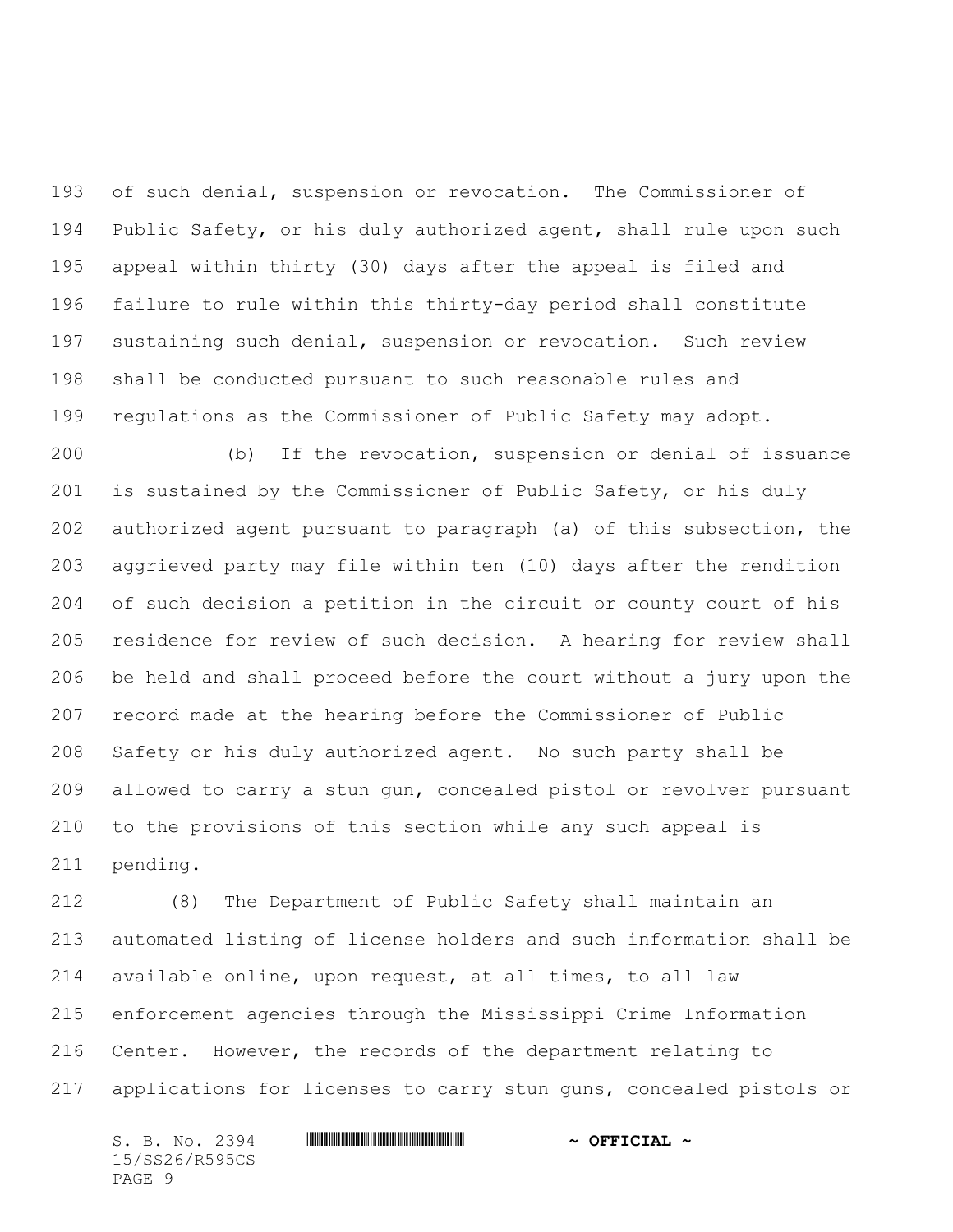of such denial, suspension or revocation. The Commissioner of Public Safety, or his duly authorized agent, shall rule upon such appeal within thirty (30) days after the appeal is filed and failure to rule within this thirty-day period shall constitute sustaining such denial, suspension or revocation. Such review shall be conducted pursuant to such reasonable rules and regulations as the Commissioner of Public Safety may adopt.

(b) If the revocation, suspension or denial of issuance is sustained by the Commissioner of Public Safety, or his duly authorized agent pursuant to paragraph (a) of this subsection, the aggrieved party may file within ten (10) days after the rendition of such decision a petition in the circuit or county court of his residence for review of such decision. A hearing for review shall be held and shall proceed before the court without a jury upon the record made at the hearing before the Commissioner of Public Safety or his duly authorized agent. No such party shall be allowed to carry a stun gun, concealed pistol or revolver pursuant to the provisions of this section while any such appeal is pending.

(8) The Department of Public Safety shall maintain an automated listing of license holders and such information shall be available online, upon request, at all times, to all law enforcement agencies through the Mississippi Crime Information Center. However, the records of the department relating to applications for licenses to carry stun guns, concealed pistols or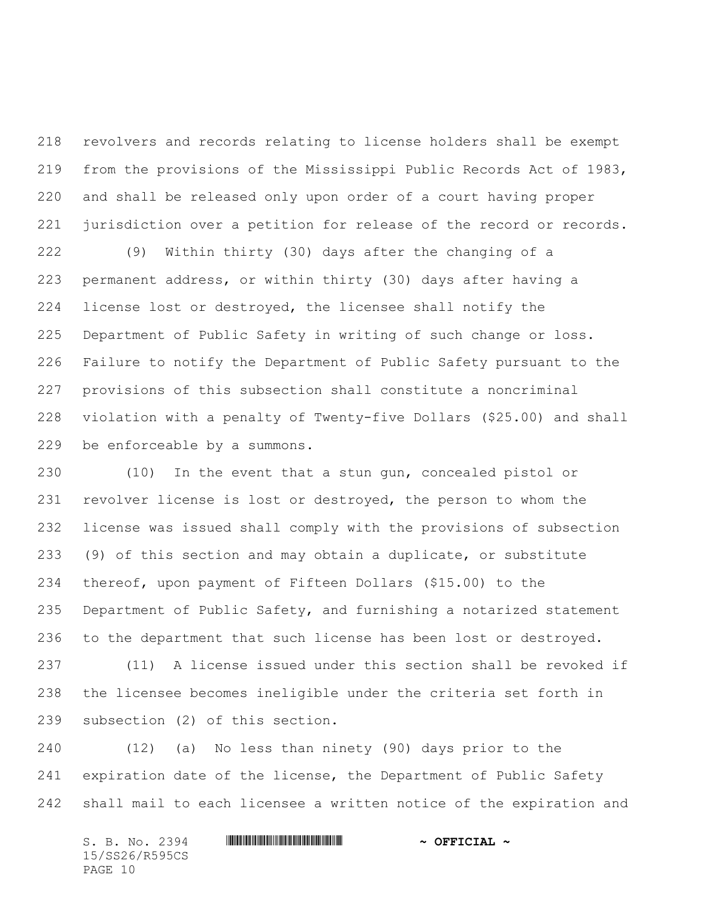revolvers and records relating to license holders shall be exempt from the provisions of the Mississippi Public Records Act of 1983, and shall be released only upon order of a court having proper jurisdiction over a petition for release of the record or records.

(9) Within thirty (30) days after the changing of a permanent address, or within thirty (30) days after having a license lost or destroyed, the licensee shall notify the Department of Public Safety in writing of such change or loss. Failure to notify the Department of Public Safety pursuant to the provisions of this subsection shall constitute a noncriminal violation with a penalty of Twenty-five Dollars ($25.00) and shall be enforceable by a summons.

(10) In the event that a stun gun, concealed pistol or revolver license is lost or destroyed, the person to whom the license was issued shall comply with the provisions of subsection (9) of this section and may obtain a duplicate, or substitute thereof, upon payment of Fifteen Dollars ($15.00) to the Department of Public Safety, and furnishing a notarized statement to the department that such license has been lost or destroyed.

(11) A license issued under this section shall be revoked if the licensee becomes ineligible under the criteria set forth in subsection (2) of this section.

(12) (a) No less than ninety (90) days prior to the expiration date of the license, the Department of Public Safety shall mail to each licensee a written notice of the expiration and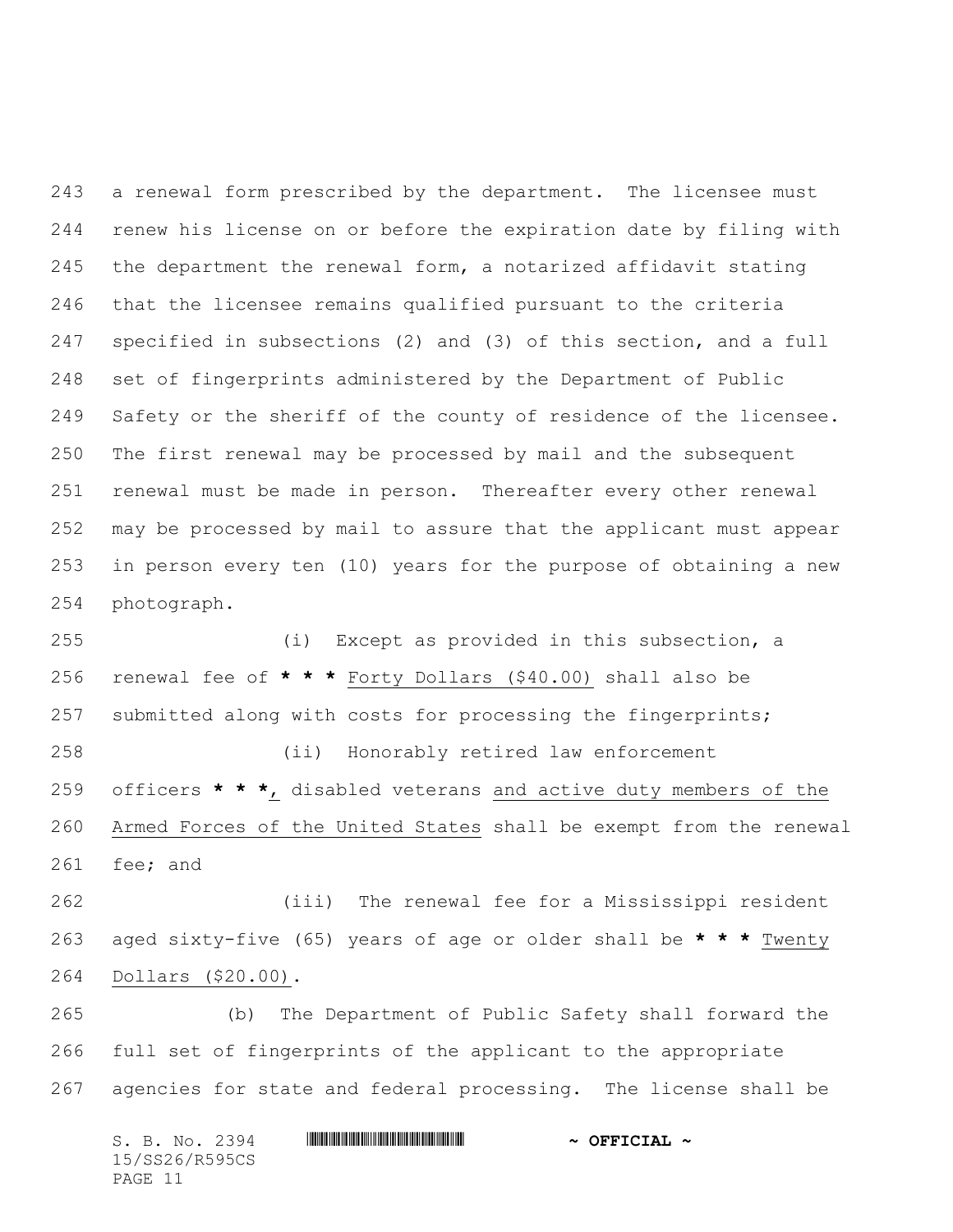a renewal form prescribed by the department. The licensee must renew his license on or before the expiration date by filing with the department the renewal form, a notarized affidavit stating that the licensee remains qualified pursuant to the criteria specified in subsections (2) and (3) of this section, and a full set of fingerprints administered by the Department of Public Safety or the sheriff of the county of residence of the licensee. The first renewal may be processed by mail and the subsequent renewal must be made in person. Thereafter every other renewal may be processed by mail to assure that the applicant must appear in person every ten (10) years for the purpose of obtaining a new photograph.

(i) Except as provided in this subsection, a renewal fee of **\* \* \*** Forty Dollars ($40.00) shall also be submitted along with costs for processing the fingerprints;

(ii) Honorably retired law enforcement officers **\* \* \***, disabled veterans and active duty members of the Armed Forces of the United States shall be exempt from the renewal fee; and

(iii) The renewal fee for a Mississippi resident aged sixty-five (65) years of age or older shall be **\* \* \*** Twenty Dollars ($20.00).

(b) The Department of Public Safety shall forward the full set of fingerprints of the applicant to the appropriate agencies for state and federal processing. The license shall be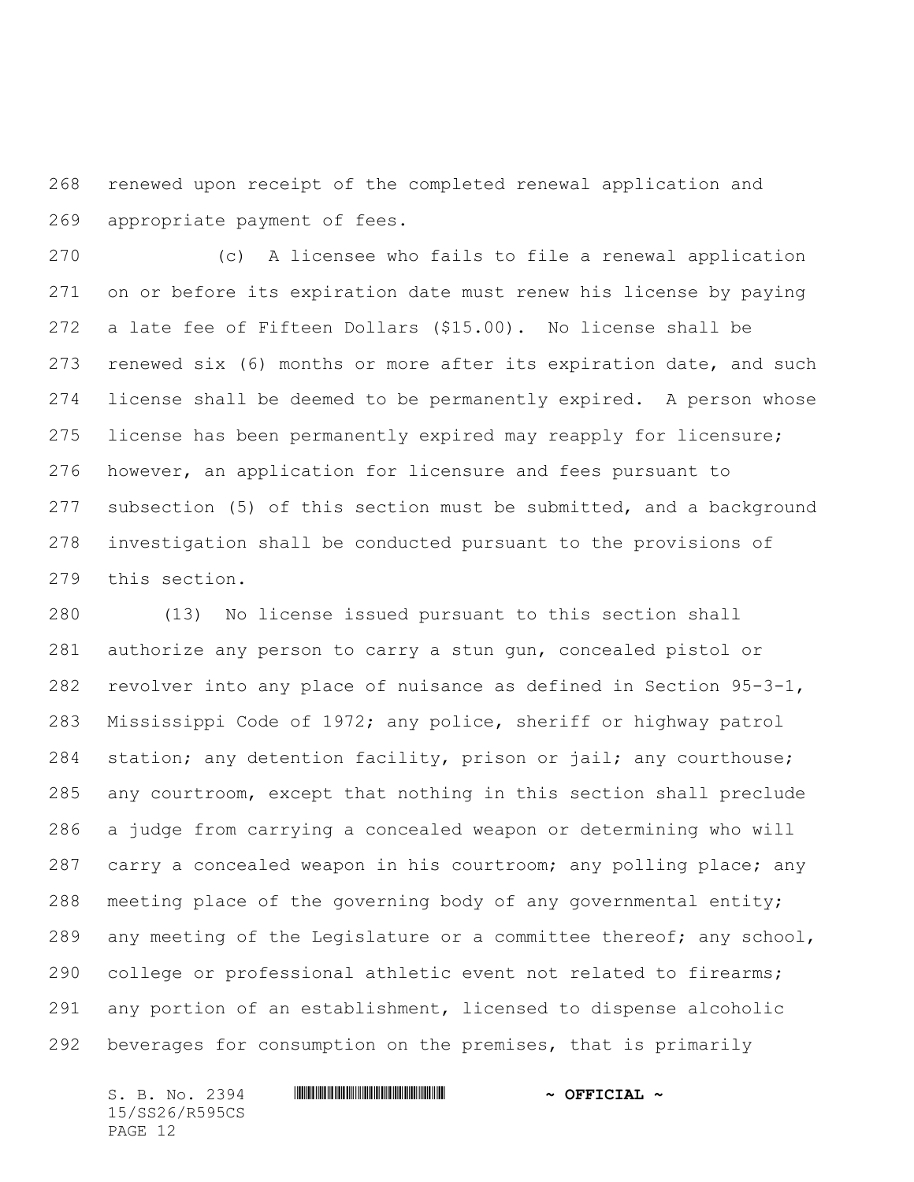renewed upon receipt of the completed renewal application and appropriate payment of fees.

(c) A licensee who fails to file a renewal application on or before its expiration date must renew his license by paying a late fee of Fifteen Dollars ($15.00). No license shall be renewed six (6) months or more after its expiration date, and such license shall be deemed to be permanently expired. A person whose license has been permanently expired may reapply for licensure; however, an application for licensure and fees pursuant to subsection (5) of this section must be submitted, and a background investigation shall be conducted pursuant to the provisions of this section.

(13) No license issued pursuant to this section shall authorize any person to carry a stun gun, concealed pistol or revolver into any place of nuisance as defined in Section 95-3-1, Mississippi Code of 1972; any police, sheriff or highway patrol station; any detention facility, prison or jail; any courthouse; any courtroom, except that nothing in this section shall preclude a judge from carrying a concealed weapon or determining who will carry a concealed weapon in his courtroom; any polling place; any meeting place of the governing body of any governmental entity; any meeting of the Legislature or a committee thereof; any school, college or professional athletic event not related to firearms; any portion of an establishment, licensed to dispense alcoholic beverages for consumption on the premises, that is primarily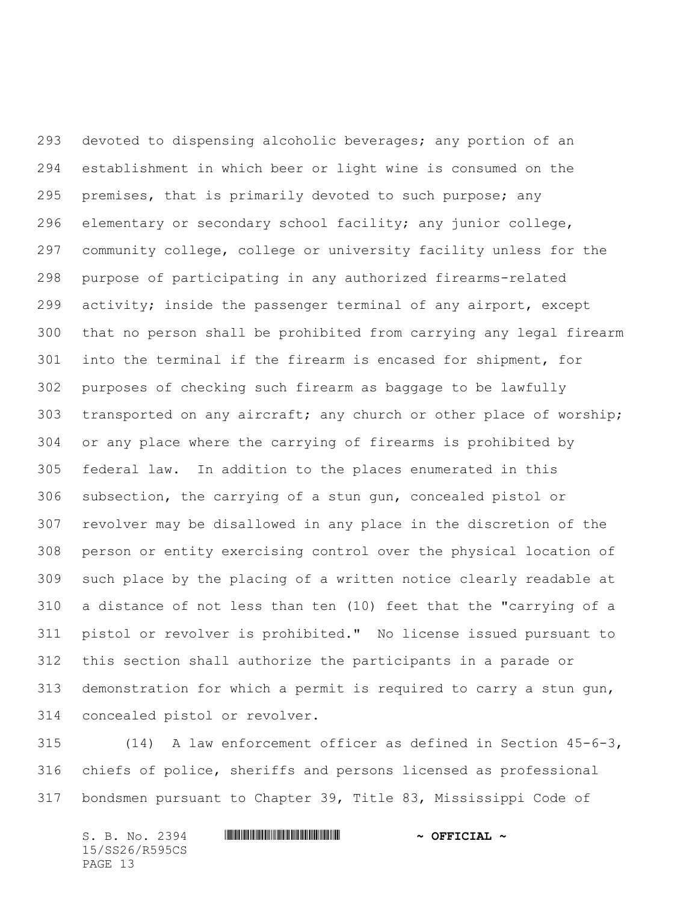devoted to dispensing alcoholic beverages; any portion of an establishment in which beer or light wine is consumed on the premises, that is primarily devoted to such purpose; any elementary or secondary school facility; any junior college, community college, college or university facility unless for the purpose of participating in any authorized firearms-related activity; inside the passenger terminal of any airport, except that no person shall be prohibited from carrying any legal firearm into the terminal if the firearm is encased for shipment, for purposes of checking such firearm as baggage to be lawfully transported on any aircraft; any church or other place of worship; or any place where the carrying of firearms is prohibited by federal law. In addition to the places enumerated in this subsection, the carrying of a stun gun, concealed pistol or revolver may be disallowed in any place in the discretion of the person or entity exercising control over the physical location of such place by the placing of a written notice clearly readable at a distance of not less than ten (10) feet that the "carrying of a pistol or revolver is prohibited." No license issued pursuant to this section shall authorize the participants in a parade or demonstration for which a permit is required to carry a stun gun, concealed pistol or revolver.

(14) A law enforcement officer as defined in Section 45-6-3, chiefs of police, sheriffs and persons licensed as professional bondsmen pursuant to Chapter 39, Title 83, Mississippi Code of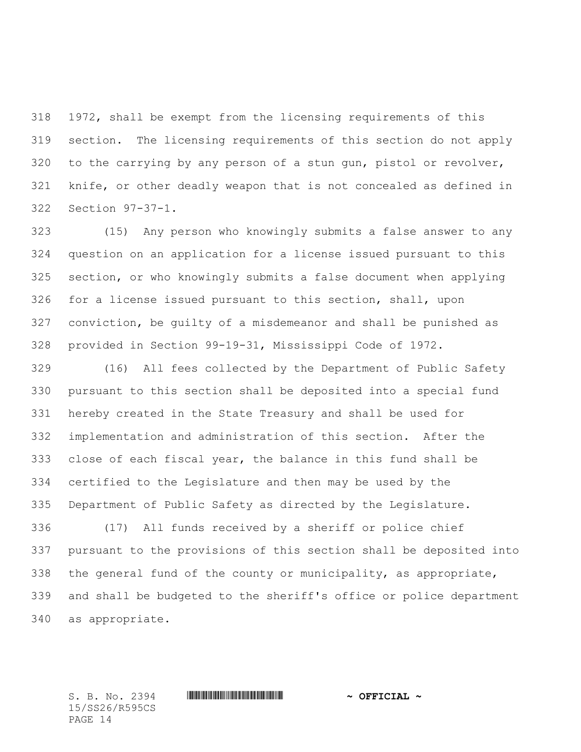1972, shall be exempt from the licensing requirements of this section. The licensing requirements of this section do not apply to the carrying by any person of a stun gun, pistol or revolver, knife, or other deadly weapon that is not concealed as defined in Section 97-37-1.

(15) Any person who knowingly submits a false answer to any question on an application for a license issued pursuant to this section, or who knowingly submits a false document when applying for a license issued pursuant to this section, shall, upon conviction, be guilty of a misdemeanor and shall be punished as provided in Section 99-19-31, Mississippi Code of 1972.

(16) All fees collected by the Department of Public Safety pursuant to this section shall be deposited into a special fund hereby created in the State Treasury and shall be used for implementation and administration of this section. After the close of each fiscal year, the balance in this fund shall be certified to the Legislature and then may be used by the Department of Public Safety as directed by the Legislature.

(17) All funds received by a sheriff or police chief pursuant to the provisions of this section shall be deposited into the general fund of the county or municipality, as appropriate, and shall be budgeted to the sheriff's office or police department as appropriate.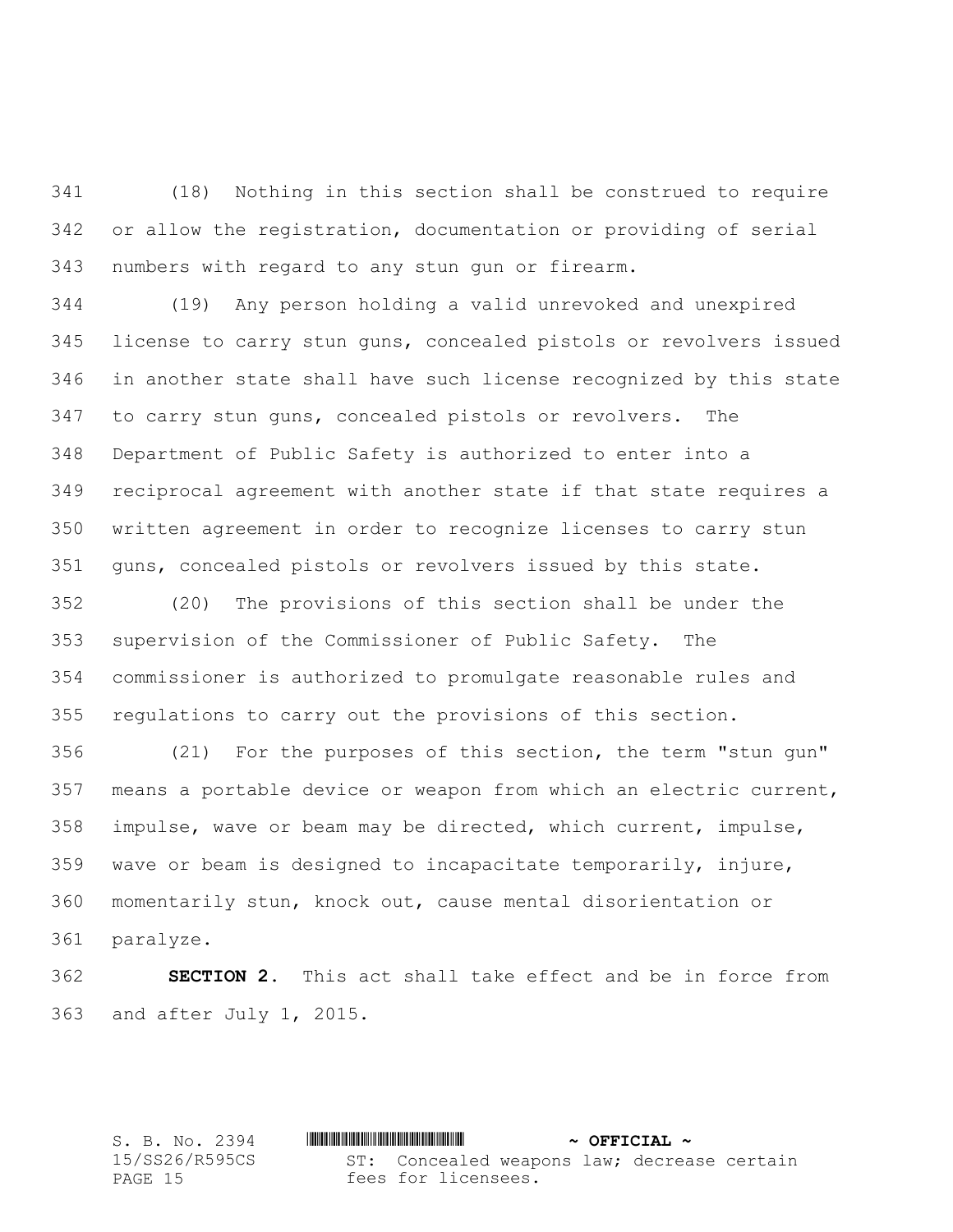(18) Nothing in this section shall be construed to require or allow the registration, documentation or providing of serial numbers with regard to any stun gun or firearm.

(19) Any person holding a valid unrevoked and unexpired license to carry stun guns, concealed pistols or revolvers issued in another state shall have such license recognized by this state to carry stun guns, concealed pistols or revolvers. The Department of Public Safety is authorized to enter into a reciprocal agreement with another state if that state requires a written agreement in order to recognize licenses to carry stun guns, concealed pistols or revolvers issued by this state.

(20) The provisions of this section shall be under the supervision of the Commissioner of Public Safety. The commissioner is authorized to promulgate reasonable rules and regulations to carry out the provisions of this section.

(21) For the purposes of this section, the term "stun gun" means a portable device or weapon from which an electric current, impulse, wave or beam may be directed, which current, impulse, wave or beam is designed to incapacitate temporarily, injure, momentarily stun, knock out, cause mental disorientation or paralyze.

**SECTION 2.** This act shall take effect and be in force from and after July 1, 2015.